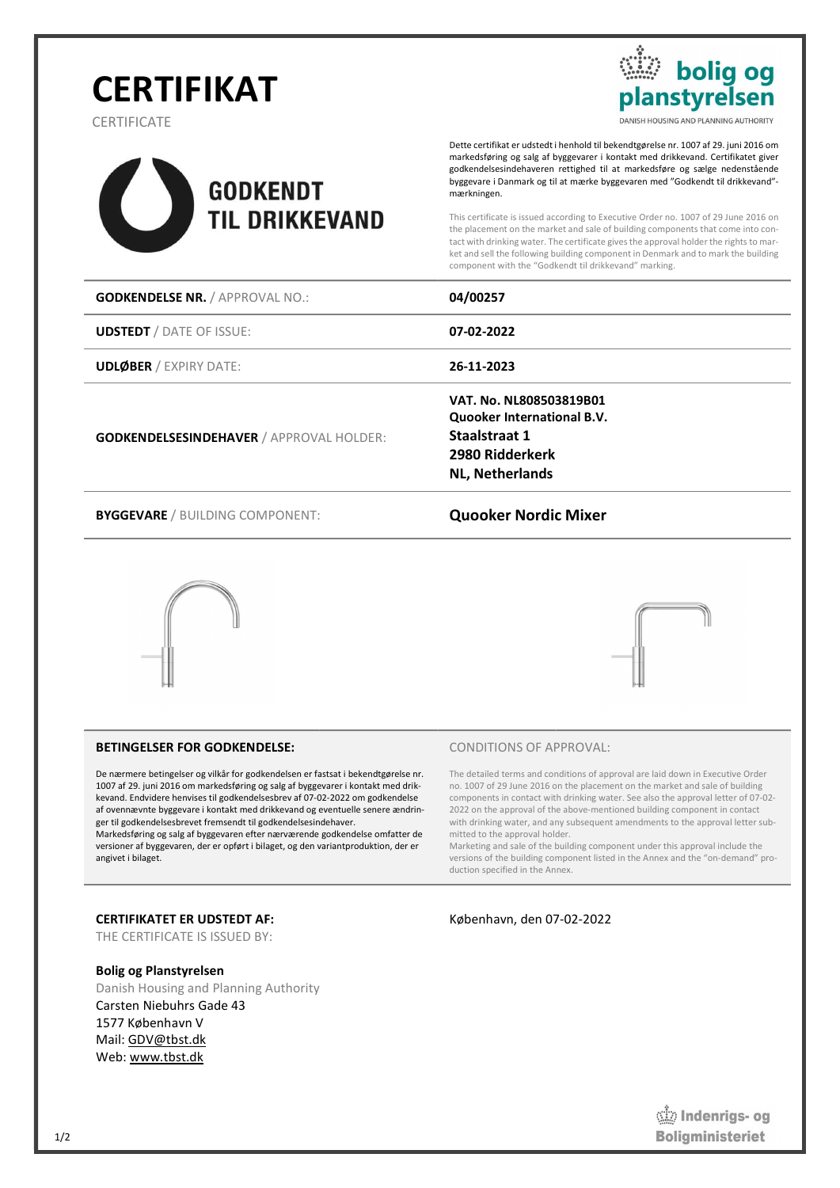# CERTIFIKAT

CERTIFICATE

**bolig og planstyrelsen**

DANISH HOUSING AND PLANNING AUTHORITY

**GODKENDT TIL DRIKKEVAND**

Dette certifikat er udstedt i henhold til bekendtgørelse nr. 1007 af 29. juni 2016 om markedsføring og salg af byggevarer i kontakt med drikkevand. Certifikatet giver godkendelsesindehaveren rettighed til at markedsføre og sælge nedenstående byggevare i Danmark og til at mærke byggevaren med "Godkendt til drikkevand"-mærkningen.

This certificate is issued according to Executive Order no. 1007 of 29 June 2016 on the placement on the market and sale of building components that come into contact with drinking water. The certificate gives the approval holder the rights to market and sell the following building component in Denmark and to mark the building component with the "Godkendt til drikkevand" marking.

| | |
|---|---|
| **GODKENDELSE NR.** / APPROVAL NO.: | **04/00257** |
| **UDSTEDT** / DATE OF ISSUE: | **07-02-2022** |
| **UDLØBER** / EXPIRY DATE: | **26-11-2023** |
| **GODKENDELSESINDEHAVER** / APPROVAL HOLDER: | **VAT. No. NL808503819B01**<br>**Quooker International B.V.**<br>**Staalstraat 1**<br>**2980 Ridderkerk**<br>**NL, Netherlands** |
| **BYGGEVARE** / BUILDING COMPONENT: | **Quooker Nordic Mixer** |

### BETINGELSER FOR GODKENDELSE:

De nærmere betingelser og vilkår for godkendelsen er fastsat i bekendtgørelse nr. 1007 af 29. juni 2016 om markedsføring og salg af byggevarer i kontakt med drikkevand. Endvidere henvises til godkendelsesbrev af 07-02-2022 om godkendelse af ovennævnte byggevare i kontakt med drikkevand og eventuelle senere ændringer til godkendelsesbrevet fremsendt til godkendelsesindehaver.
Markedsføring og salg af byggevaren efter nærværende godkendelse omfatter de versioner af byggevaren, der er opført i bilaget, og den variantproduktion, der er angivet i bilaget.

### CONDITIONS OF APPROVAL:

The detailed terms and conditions of approval are laid down in Executive Order no. 1007 of 29 June 2016 on the placement on the market and sale of building components in contact with drinking water. See also the approval letter of 07-02-2022 on the approval of the above-mentioned building component in contact with drinking water, and any subsequent amendments to the approval letter submitted to the approval holder.
Marketing and sale of the building component under this approval include the versions of the building component listed in the Annex and the "on-demand" production specified in the Annex.

**CERTIFIKATET ER UDSTEDT AF:**

THE CERTIFICATE IS ISSUED BY:

København, den 07-02-2022

**Bolig og Planstyrelsen**
Danish Housing and Planning Authority
Carsten Niebuhrs Gade 43
1577 København V
Mail: GDV@tbst.dk
Web: www.tbst.dk

**Indenrigs- og Boligministeriet**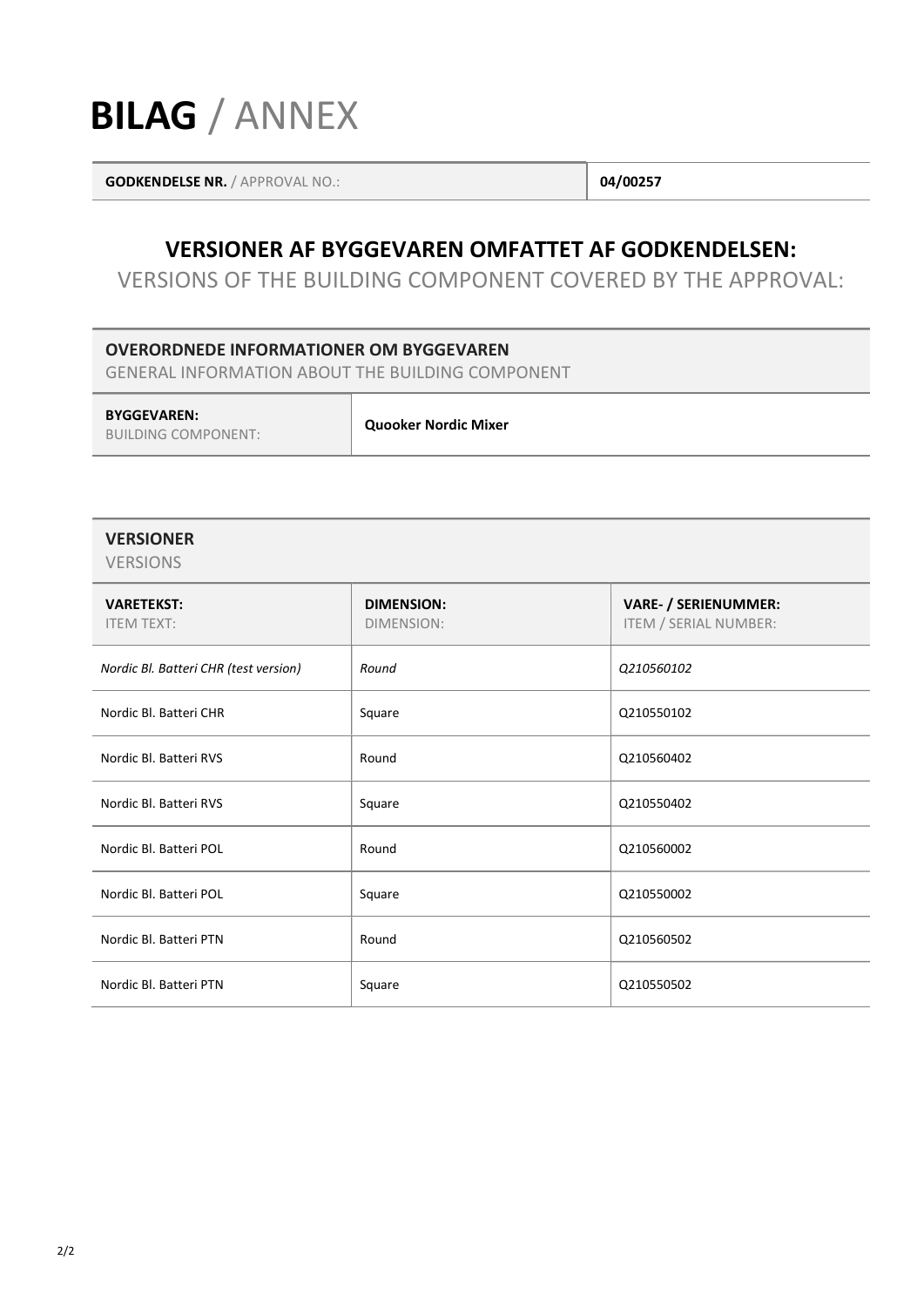# **BILAG** / ANNEX

| **GODKENDELSE NR.** / APPROVAL NO.: | **04/00257** |
| --- | --- |

## **VERSIONER AF BYGGEVAREN OMFATTET AF GODKENDELSEN:**

VERSIONS OF THE BUILDING COMPONENT COVERED BY THE APPROVAL:

### **OVERORDNEDE INFORMATIONER OM BYGGEVAREN**

GENERAL INFORMATION ABOUT THE BUILDING COMPONENT

| **BYGGEVAREN:** BUILDING COMPONENT: | **Quooker Nordic Mixer** |
| --- | --- |

### **VERSIONER**

VERSIONS

| **VARETEKST:** ITEM TEXT: | **DIMENSION:** DIMENSION: | **VARE- / SERIENUMMER:** ITEM / SERIAL NUMBER: |
| --- | --- | --- |
| *Nordic Bl. Batteri CHR (test version)* | *Round* | *Q210560102* |
| Nordic Bl. Batteri CHR | Square | Q210550102 |
| Nordic Bl. Batteri RVS | Round | Q210560402 |
| Nordic Bl. Batteri RVS | Square | Q210550402 |
| Nordic Bl. Batteri POL | Round | Q210560002 |
| Nordic Bl. Batteri POL | Square | Q210550002 |
| Nordic Bl. Batteri PTN | Round | Q210560502 |
| Nordic Bl. Batteri PTN | Square | Q210550502 |